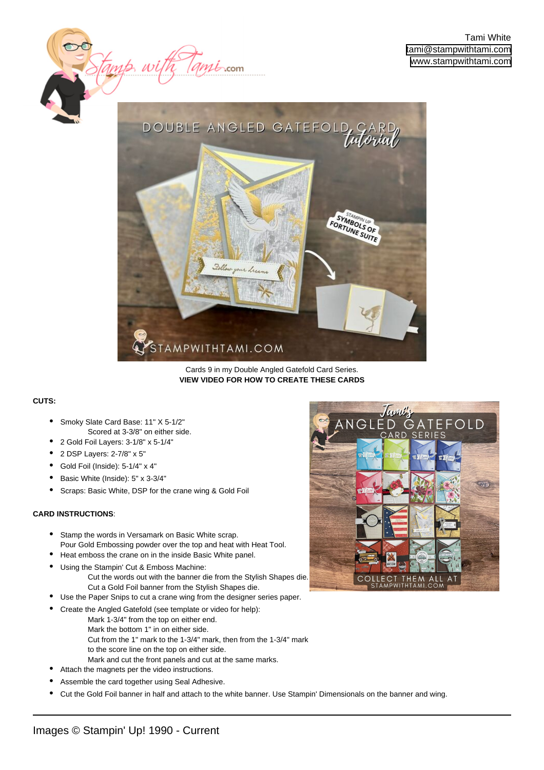Tami White
tami@stampwithtami.com
www.stampwithtami.com

Cards 9 in my Double Angled Gatefold Card Series.
**VIEW VIDEO FOR HOW TO CREATE THESE CARDS**

**CUTS:**

- Smoky Slate Card Base: 11" X 5-1/2"
  Scored at 3-3/8" on either side.
- 2 Gold Foil Layers: 3-1/8" x 5-1/4"
- 2 DSP Layers: 2-7/8" x 5"
- Gold Foil (Inside): 5-1/4" x 4"
- Basic White (Inside): 5" x 3-3/4"
- Scraps: Basic White, DSP for the crane wing & Gold Foil

**CARD INSTRUCTIONS**:

- Stamp the words in Versamark on Basic White scrap.
  Pour Gold Embossing powder over the top and heat with Heat Tool.
- Heat emboss the crane on in the inside Basic White panel.
- Using the Stampin' Cut & Emboss Machine:
  Cut the words out with the banner die from the Stylish Shapes die.
  Cut a Gold Foil banner from the Stylish Shapes die.
- Use the Paper Snips to cut a crane wing from the designer series paper.
- Create the Angled Gatefold (see template or video for help):
  Mark 1-3/4" from the top on either end.
  Mark the bottom 1" in on either side.
  Cut from the 1" mark to the 1-3/4" mark, then from the 1-3/4" mark to the score line on the top on either side.
  Mark and cut the front panels and cut at the same marks.
- Attach the magnets per the video instructions.
- Assemble the card together using Seal Adhesive.
- Cut the Gold Foil banner in half and attach to the white banner. Use Stampin' Dimensionals on the banner and wing.

Images © Stampin' Up! 1990 - Current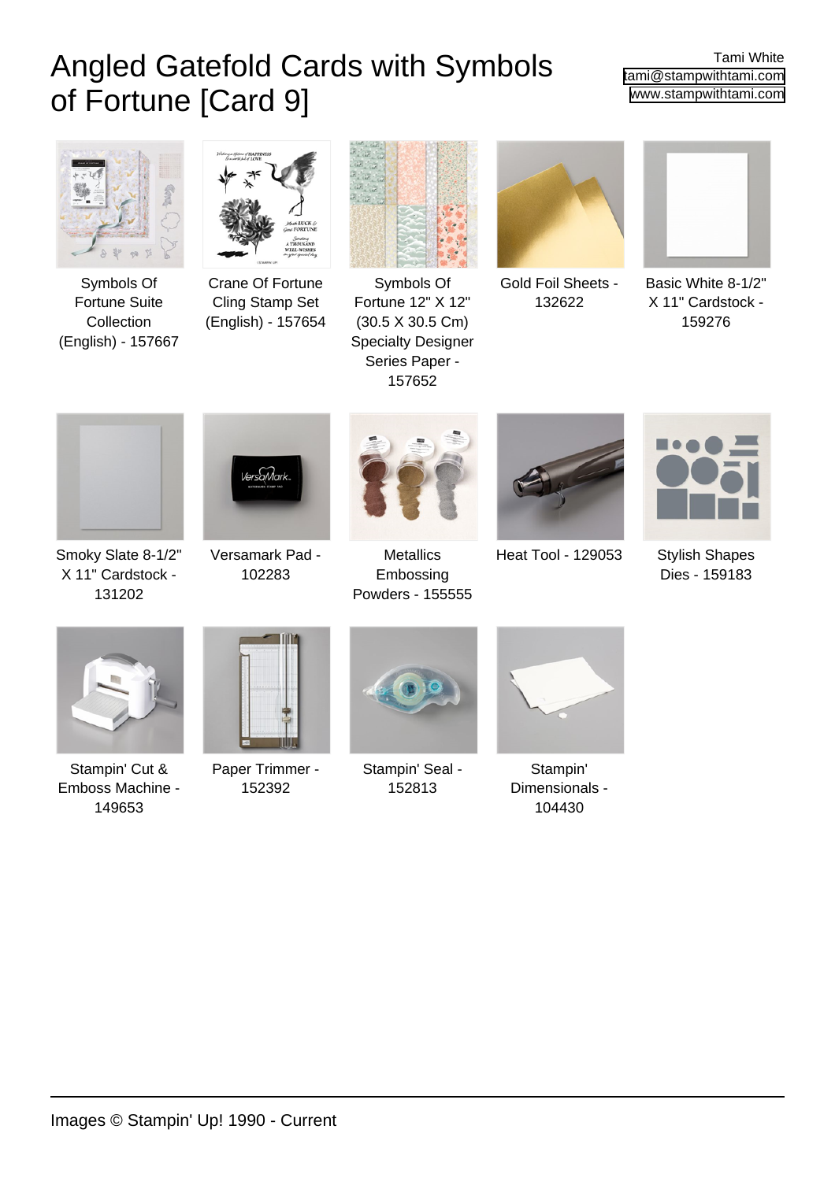# Angled Gatefold Cards with Symbols of Fortune [Card 9]

Tami White
tami@stampwithtami.com
www.stampwithtami.com

- Symbols Of Fortune Suite Collection (English) - 157667
- Crane Of Fortune Cling Stamp Set (English) - 157654
- Symbols Of Fortune 12" X 12" (30.5 X 30.5 Cm) Specialty Designer Series Paper - 157652
- Gold Foil Sheets - 132622
- Basic White 8-1/2" X 11" Cardstock - 159276
- Smoky Slate 8-1/2" X 11" Cardstock - 131202
- Versamark Pad - 102283
- Metallics Embossing Powders - 155555
- Heat Tool - 129053
- Stylish Shapes Dies - 159183
- Stampin' Cut & Emboss Machine - 149653
- Paper Trimmer - 152392
- Stampin' Seal - 152813
- Stampin' Dimensionals - 104430

Images © Stampin' Up! 1990 - Current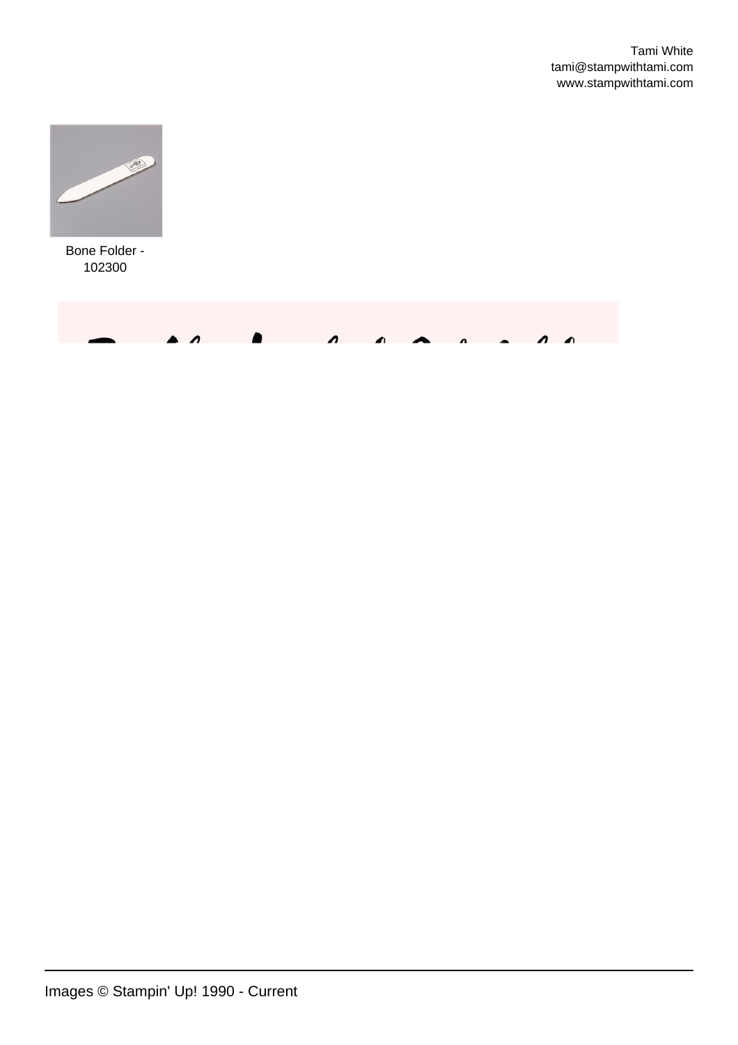Bone Folder - 102300